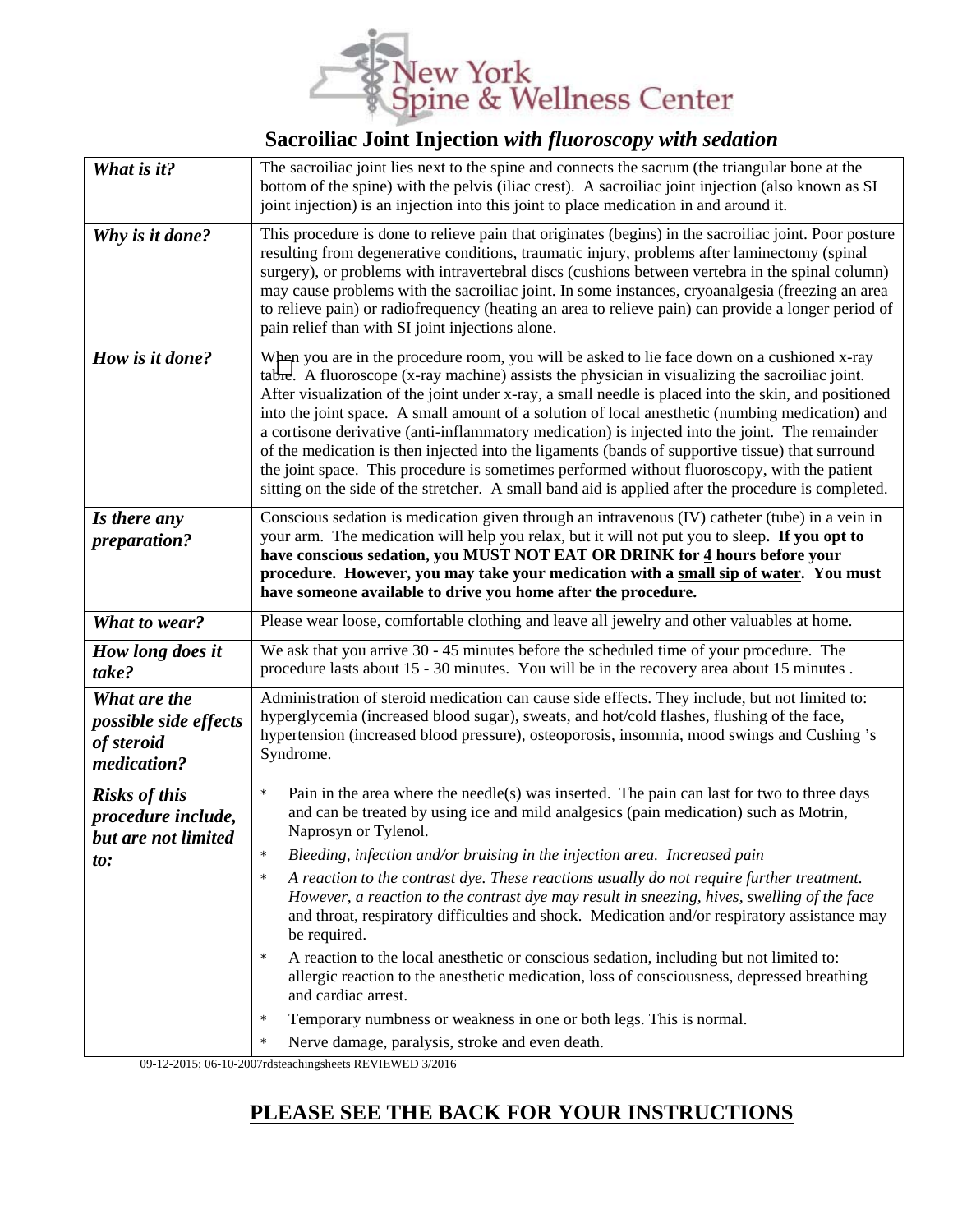# New York Spine & Wellness Center

## Sacroiliac Joint Injection *with fluoroscopy with sedation*

| | |
|---|---|
| ***What is it?*** | The sacroiliac joint lies next to the spine and connects the sacrum (the triangular bone at the bottom of the spine) with the pelvis (iliac crest). A sacroiliac joint injection (also known as SI joint injection) is an injection into this joint to place medication in and around it. |
| ***Why is it done?*** | This procedure is done to relieve pain that originates (begins) in the sacroiliac joint. Poor posture resulting from degenerative conditions, traumatic injury, problems after laminectomy (spinal surgery), or problems with intravertebral discs (cushions between vertebra in the spinal column) may cause problems with the sacroiliac joint. In some instances, cryoanalgesia (freezing an area to relieve pain) or radiofrequency (heating an area to relieve pain) can provide a longer period of pain relief than with SI joint injections alone. |
| ***How is it done?*** | When you are in the procedure room, you will be asked to lie face down on a cushioned x-ray table. A fluoroscope (x-ray machine) assists the physician in visualizing the sacroiliac joint. After visualization of the joint under x-ray, a small needle is placed into the skin, and positioned into the joint space. A small amount of a solution of local anesthetic (numbing medication) and a cortisone derivative (anti-inflammatory medication) is injected into the joint. The remainder of the medication is then injected into the ligaments (bands of supportive tissue) that surround the joint space. This procedure is sometimes performed without fluoroscopy, with the patient sitting on the side of the stretcher. A small band aid is applied after the procedure is completed. |
| ***Is there any preparation?*** | Conscious sedation is medication given through an intravenous (IV) catheter (tube) in a vein in your arm. The medication will help you relax, but it will not put you to sleep. **If you opt to have conscious sedation, you MUST NOT EAT OR DRINK for <u>4</u> hours before your procedure. However, you may take your medication with a <u>small sip of water</u>. You must have someone available to drive you home after the procedure.** |
| ***What to wear?*** | Please wear loose, comfortable clothing and leave all jewelry and other valuables at home. |
| ***How long does it take?*** | We ask that you arrive 30 - 45 minutes before the scheduled time of your procedure. The procedure lasts about 15 - 30 minutes. You will be in the recovery area about 15 minutes . |
| ***What are the possible side effects of steroid medication?*** | Administration of steroid medication can cause side effects. They include, but not limited to: hyperglycemia (increased blood sugar), sweats, and hot/cold flashes, flushing of the face, hypertension (increased blood pressure), osteoporosis, insomnia, mood swings and Cushing 's Syndrome. |
| ***Risks of this procedure include, but are not limited to:*** | * Pain in the area where the needle(s) was inserted. The pain can last for two to three days and can be treated by using ice and mild analgesics (pain medication) such as Motrin, Naprosyn or Tylenol.<br>* *Bleeding, infection and/or bruising in the injection area. Increased pain*<br>* *A reaction to the contrast dye. These reactions usually do not require further treatment. However, a reaction to the contrast dye may result in sneezing, hives, swelling of the face* and throat, respiratory difficulties and shock. Medication and/or respiratory assistance may be required.<br>* A reaction to the local anesthetic or conscious sedation, including but not limited to: allergic reaction to the anesthetic medication, loss of consciousness, depressed breathing and cardiac arrest.<br>* Temporary numbness or weakness in one or both legs. This is normal.<br>* Nerve damage, paralysis, stroke and even death. |

09-12-2015; 06-10-2007rdsteachingsheets REVIEWED 3/2016

**<u>PLEASE SEE THE BACK FOR YOUR INSTRUCTIONS</u>**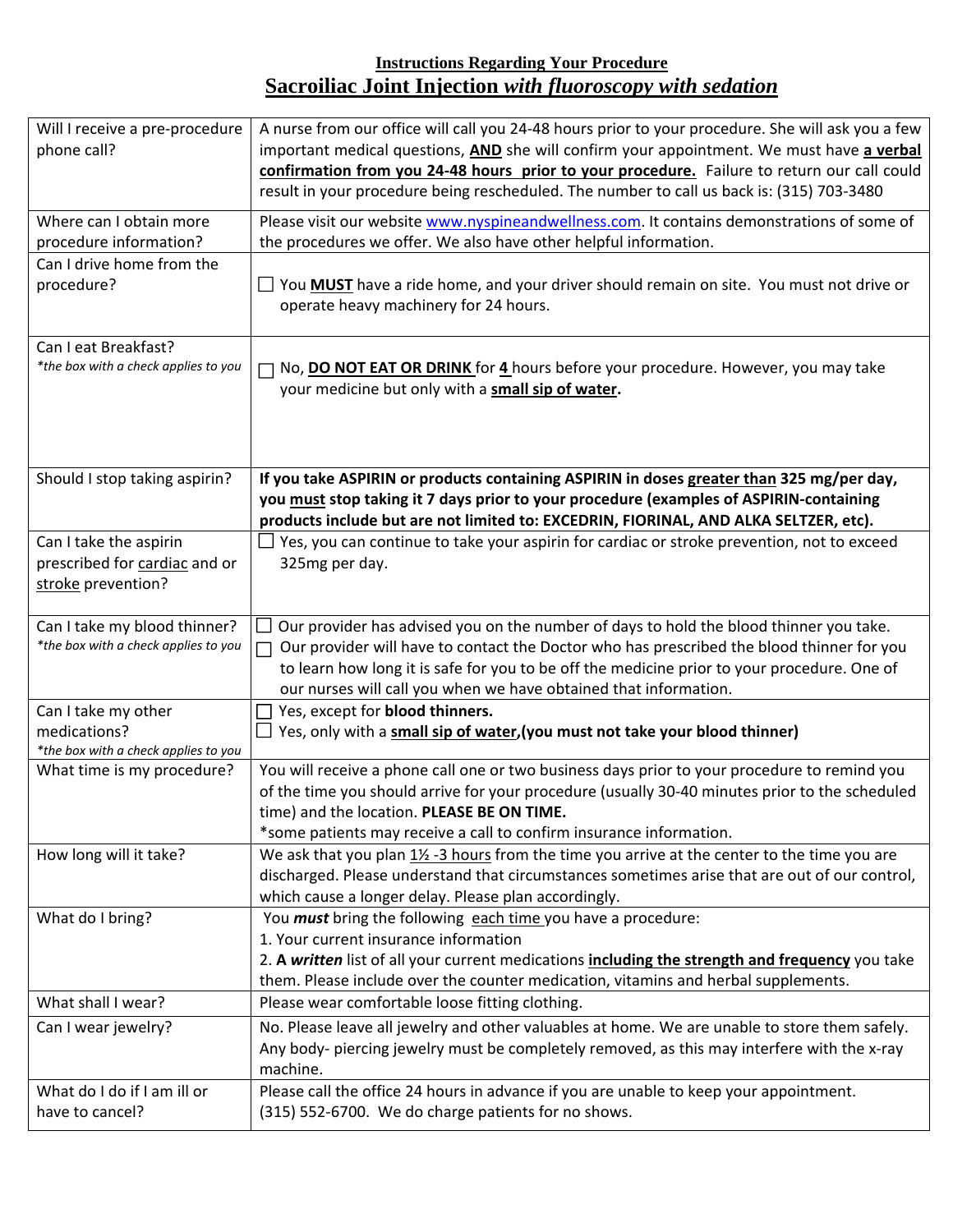## Instructions Regarding Your Procedure

# Sacroiliac Joint Injection *with fluoroscopy with sedation*

| | |
|---|---|
| Will I receive a pre-procedure phone call? | A nurse from our office will call you 24-48 hours prior to your procedure. She will ask you a few important medical questions, **AND** she will confirm your appointment. We must have **a verbal confirmation from you 24-48 hours prior to your procedure.** Failure to return our call could result in your procedure being rescheduled. The number to call us back is: (315) 703-3480 |
| Where can I obtain more procedure information? | Please visit our website www.nyspineandwellness.com. It contains demonstrations of some of the procedures we offer. We also have other helpful information. |
| Can I drive home from the procedure? | ☐ You **MUST** have a ride home, and your driver should remain on site. You must not drive or operate heavy machinery for 24 hours. |
| Can I eat Breakfast? *\*the box with a check applies to you* | ☐ No, **DO NOT EAT OR DRINK** for **4** hours before your procedure. However, you may take your medicine but only with a **small sip of water.** |
| Should I stop taking aspirin? | **If you take ASPIRIN or products containing ASPIRIN in doses greater than 325 mg/per day, you must stop taking it 7 days prior to your procedure (examples of ASPIRIN-containing products include but are not limited to: EXCEDRIN, FIORINAL, AND ALKA SELTZER, etc).** |
| Can I take the aspirin prescribed for cardiac and or stroke prevention? | ☐ Yes, you can continue to take your aspirin for cardiac or stroke prevention, not to exceed 325mg per day. |
| Can I take my blood thinner? *\*the box with a check applies to you* | ☐ Our provider has advised you on the number of days to hold the blood thinner you take.<br>☐ Our provider will have to contact the Doctor who has prescribed the blood thinner for you to learn how long it is safe for you to be off the medicine prior to your procedure. One of our nurses will call you when we have obtained that information. |
| Can I take my other medications? *\*the box with a check applies to you* | ☐ Yes, except for **blood thinners.**<br>☐ Yes, only with a **small sip of water,(you must not take your blood thinner)** |
| What time is my procedure? | You will receive a phone call one or two business days prior to your procedure to remind you of the time you should arrive for your procedure (usually 30-40 minutes prior to the scheduled time) and the location. **PLEASE BE ON TIME.**<br>\*some patients may receive a call to confirm insurance information. |
| How long will it take? | We ask that you plan 1½ -3 hours from the time you arrive at the center to the time you are discharged. Please understand that circumstances sometimes arise that are out of our control, which cause a longer delay. Please plan accordingly. |
| What do I bring? | You ***must*** bring the following each time you have a procedure:<br>1. Your current insurance information<br>2. **A *written*** list of all your current medications **including the strength and frequency** you take them. Please include over the counter medication, vitamins and herbal supplements. |
| What shall I wear? | Please wear comfortable loose fitting clothing. |
| Can I wear jewelry? | No. Please leave all jewelry and other valuables at home. We are unable to store them safely. Any body- piercing jewelry must be completely removed, as this may interfere with the x-ray machine. |
| What do I do if I am ill or have to cancel? | Please call the office 24 hours in advance if you are unable to keep your appointment. (315) 552-6700. We do charge patients for no shows. |